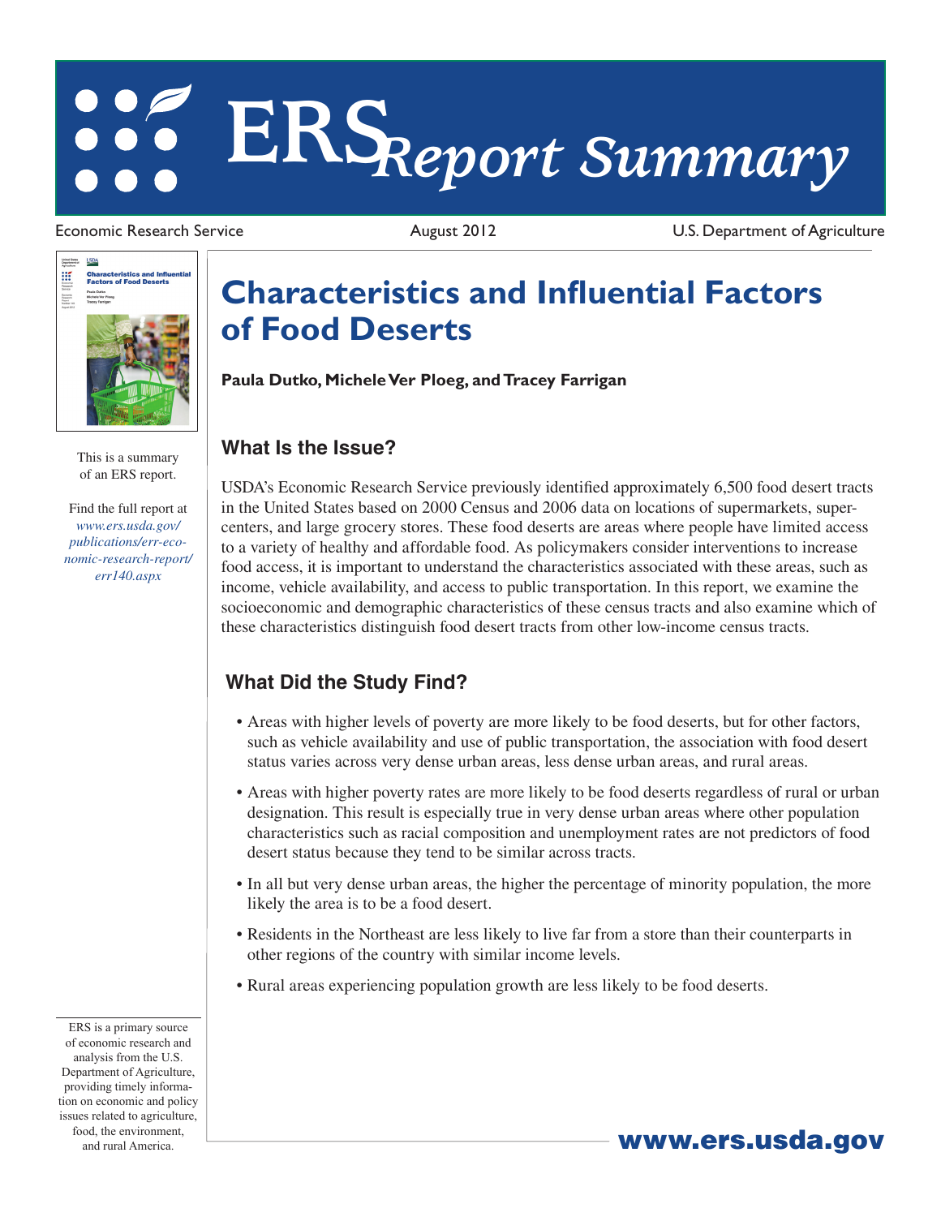# ERS Report Summary

Economic Research Service | August 2012 | U.S. Department of Agriculture

This is a summary of an ERS report.

Find the full report at *www.ers.usda.gov/publications/err-economic-research-report/err140.aspx*

# Characteristics and Influential Factors of Food Deserts

**Paula Dutko, Michele Ver Ploeg, and Tracey Farrigan**

## What Is the Issue?

USDA's Economic Research Service previously identified approximately 6,500 food desert tracts in the United States based on 2000 Census and 2006 data on locations of supermarkets, supercenters, and large grocery stores. These food deserts are areas where people have limited access to a variety of healthy and affordable food. As policymakers consider interventions to increase food access, it is important to understand the characteristics associated with these areas, such as income, vehicle availability, and access to public transportation. In this report, we examine the socioeconomic and demographic characteristics of these census tracts and also examine which of these characteristics distinguish food desert tracts from other low-income census tracts.

## What Did the Study Find?

- Areas with higher levels of poverty are more likely to be food deserts, but for other factors, such as vehicle availability and use of public transportation, the association with food desert status varies across very dense urban areas, less dense urban areas, and rural areas.
- Areas with higher poverty rates are more likely to be food deserts regardless of rural or urban designation. This result is especially true in very dense urban areas where other population characteristics such as racial composition and unemployment rates are not predictors of food desert status because they tend to be similar across tracts.
- In all but very dense urban areas, the higher the percentage of minority population, the more likely the area is to be a food desert.
- Residents in the Northeast are less likely to live far from a store than their counterparts in other regions of the country with similar income levels.
- Rural areas experiencing population growth are less likely to be food deserts.

ERS is a primary source of economic research and analysis from the U.S. Department of Agriculture, providing timely information on economic and policy issues related to agriculture, food, the environment, and rural America.

www.ers.usda.gov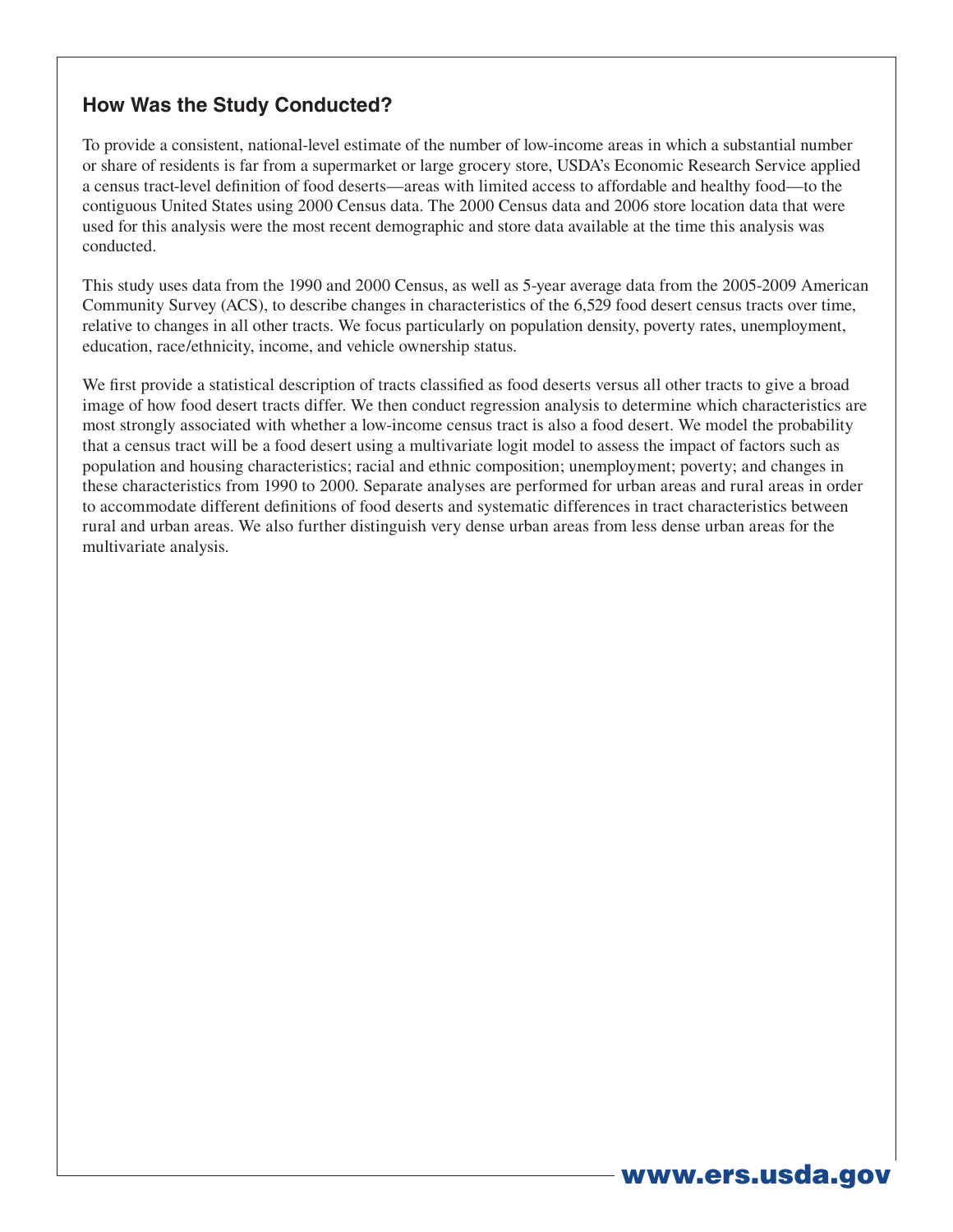## How Was the Study Conducted?

To provide a consistent, national-level estimate of the number of low-income areas in which a substantial number or share of residents is far from a supermarket or large grocery store, USDA's Economic Research Service applied a census tract-level definition of food deserts—areas with limited access to affordable and healthy food—to the contiguous United States using 2000 Census data. The 2000 Census data and 2006 store location data that were used for this analysis were the most recent demographic and store data available at the time this analysis was conducted.

This study uses data from the 1990 and 2000 Census, as well as 5-year average data from the 2005-2009 American Community Survey (ACS), to describe changes in characteristics of the 6,529 food desert census tracts over time, relative to changes in all other tracts. We focus particularly on population density, poverty rates, unemployment, education, race/ethnicity, income, and vehicle ownership status.

We first provide a statistical description of tracts classified as food deserts versus all other tracts to give a broad image of how food desert tracts differ. We then conduct regression analysis to determine which characteristics are most strongly associated with whether a low-income census tract is also a food desert. We model the probability that a census tract will be a food desert using a multivariate logit model to assess the impact of factors such as population and housing characteristics; racial and ethnic composition; unemployment; poverty; and changes in these characteristics from 1990 to 2000. Separate analyses are performed for urban areas and rural areas in order to accommodate different definitions of food deserts and systematic differences in tract characteristics between rural and urban areas. We also further distinguish very dense urban areas from less dense urban areas for the multivariate analysis.